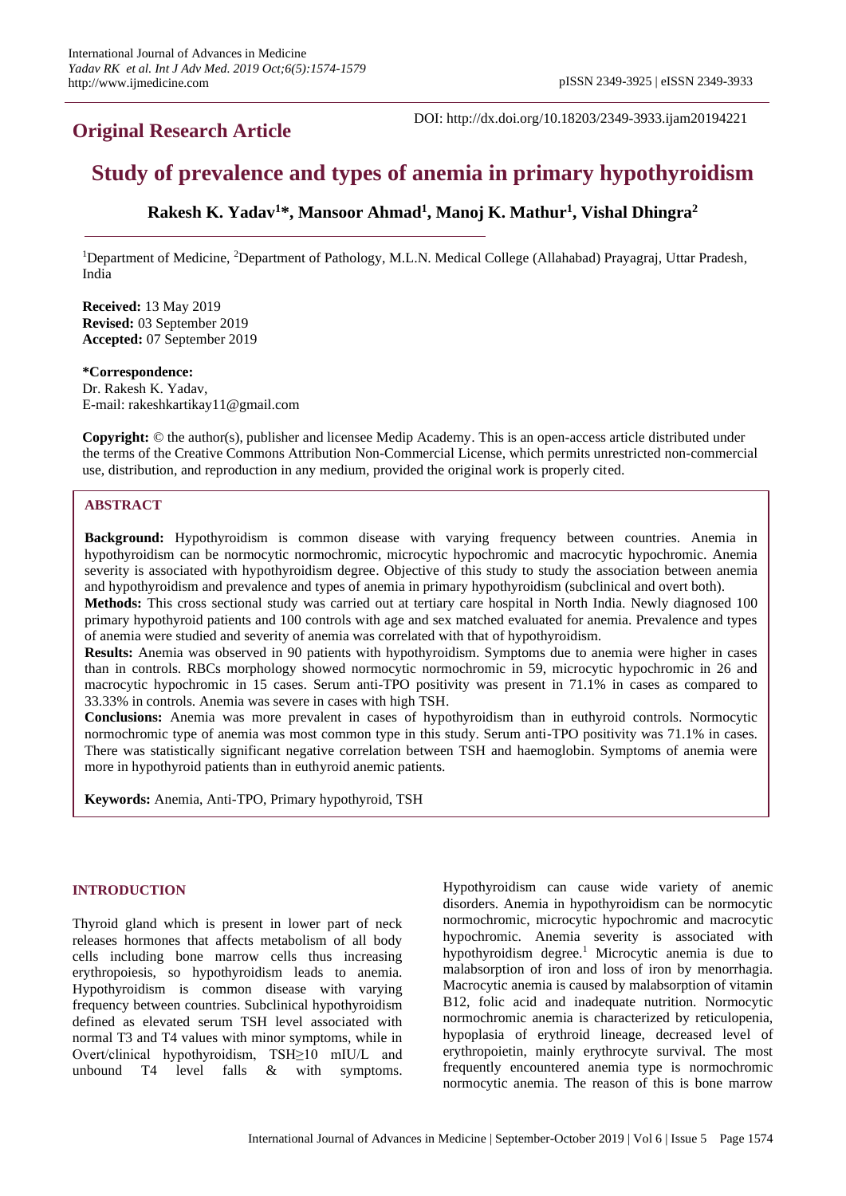**Original Research Article**

DOI: http://dx.doi.org/10.18203/2349-3933.ijam20194221

# Study of prevalence and types of anemia in primary hypothyroidism

**Rakesh K. Yadav[1]*, Mansoor Ahmad[1], Manoj K. Mathur[1], Vishal Dhingra[2]**

[1]Department of Medicine, [2]Department of Pathology, M.L.N. Medical College (Allahabad) Prayagraj, Uttar Pradesh, India

**Received:** 13 May 2019
**Revised:** 03 September 2019
**Accepted:** 07 September 2019

***Correspondence:**
Dr. Rakesh K. Yadav,
E-mail: rakeshkartikay11@gmail.com

**Copyright:** © the author(s), publisher and licensee Medip Academy. This is an open-access article distributed under the terms of the Creative Commons Attribution Non-Commercial License, which permits unrestricted non-commercial use, distribution, and reproduction in any medium, provided the original work is properly cited.

## ABSTRACT

**Background:** Hypothyroidism is common disease with varying frequency between countries. Anemia in hypothyroidism can be normocytic normochromic, microcytic hypochromic and macrocytic hypochromic. Anemia severity is associated with hypothyroidism degree. Objective of this study to study the association between anemia and hypothyroidism and prevalence and types of anemia in primary hypothyroidism (subclinical and overt both).

**Methods:** This cross sectional study was carried out at tertiary care hospital in North India. Newly diagnosed 100 primary hypothyroid patients and 100 controls with age and sex matched evaluated for anemia. Prevalence and types of anemia were studied and severity of anemia was correlated with that of hypothyroidism.

**Results:** Anemia was observed in 90 patients with hypothyroidism. Symptoms due to anemia were higher in cases than in controls. RBCs morphology showed normocytic normochromic in 59, microcytic hypochromic in 26 and macrocytic hypochromic in 15 cases. Serum anti-TPO positivity was present in 71.1% in cases as compared to 33.33% in controls. Anemia was severe in cases with high TSH.

**Conclusions:** Anemia was more prevalent in cases of hypothyroidism than in euthyroid controls. Normocytic normochromic type of anemia was most common type in this study. Serum anti-TPO positivity was 71.1% in cases. There was statistically significant negative correlation between TSH and haemoglobin. Symptoms of anemia were more in hypothyroid patients than in euthyroid anemic patients.

**Keywords:** Anemia, Anti-TPO, Primary hypothyroid, TSH

## INTRODUCTION

Thyroid gland which is present in lower part of neck releases hormones that affects metabolism of all body cells including bone marrow cells thus increasing erythropoiesis, so hypothyroidism leads to anemia. Hypothyroidism is common disease with varying frequency between countries. Subclinical hypothyroidism defined as elevated serum TSH level associated with normal T3 and T4 values with minor symptoms, while in Overt/clinical hypothyroidism, TSH≥10 mIU/L and unbound T4 level falls & with symptoms. Hypothyroidism can cause wide variety of anemic disorders. Anemia in hypothyroidism can be normocytic normochromic, microcytic hypochromic and macrocytic hypochromic. Anemia severity is associated with hypothyroidism degree.[1] Microcytic anemia is due to malabsorption of iron and loss of iron by menorrhagia. Macrocytic anemia is caused by malabsorption of vitamin B12, folic acid and inadequate nutrition. Normocytic normochromic anemia is characterized by reticulopenia, hypoplasia of erythroid lineage, decreased level of erythropoietin, mainly erythrocyte survival. The most frequently encountered anemia type is normochromic normocytic anemia. The reason of this is bone marrow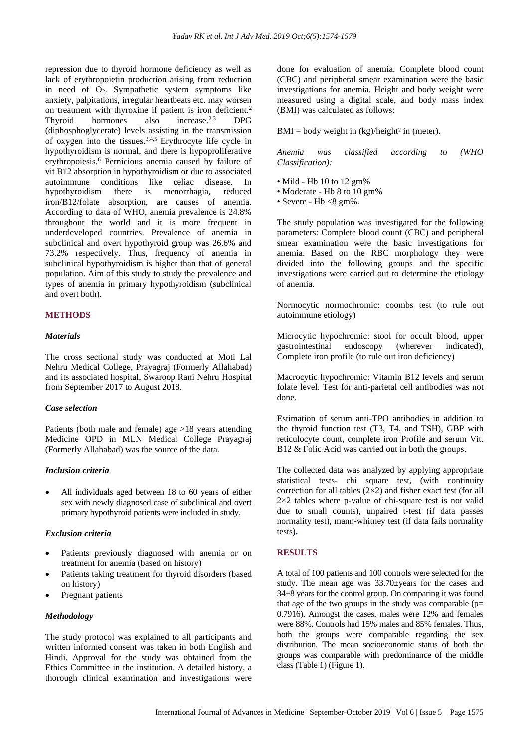repression due to thyroid hormone deficiency as well as lack of erythropoietin production arising from reduction in need of $O_2$. Sympathetic system symptoms like anxiety, palpitations, irregular heartbeats etc. may worsen on treatment with thyroxine if patient is iron deficient.[2] Thyroid hormones also increase.[2,3] DPG (diphosphoglycerate) levels assisting in the transmission of oxygen into the tissues.[3,4,5] Erythrocyte life cycle in hypothyroidism is normal, and there is hypoproliferative erythropoiesis.[6] Pernicious anemia caused by failure of vit B12 absorption in hypothyroidism or due to associated autoimmune conditions like celiac disease. In hypothyroidism there is menorrhagia, reduced iron/B12/folate absorption, are causes of anemia. According to data of WHO, anemia prevalence is 24.8% throughout the world and it is more frequent in underdeveloped countries. Prevalence of anemia in subclinical and overt hypothyroid group was 26.6% and 73.2% respectively. Thus, frequency of anemia in subclinical hypothyroidism is higher than that of general population. Aim of this study to study the prevalence and types of anemia in primary hypothyroidism (subclinical and overt both).

## METHODS

### *Materials*

The cross sectional study was conducted at Moti Lal Nehru Medical College, Prayagraj (Formerly Allahabad) and its associated hospital, Swaroop Rani Nehru Hospital from September 2017 to August 2018.

### *Case selection*

Patients (both male and female) age >18 years attending Medicine OPD in MLN Medical College Prayagraj (Formerly Allahabad) was the source of the data.

### *Inclusion criteria*

- All individuals aged between 18 to 60 years of either sex with newly diagnosed case of subclinical and overt primary hypothyroid patients were included in study.

### *Exclusion criteria*

- Patients previously diagnosed with anemia or on treatment for anemia (based on history)
- Patients taking treatment for thyroid disorders (based on history)
- Pregnant patients

### *Methodology*

The study protocol was explained to all participants and written informed consent was taken in both English and Hindi. Approval for the study was obtained from the Ethics Committee in the institution. A detailed history, a thorough clinical examination and investigations were done for evaluation of anemia. Complete blood count (CBC) and peripheral smear examination were the basic investigations for anemia. Height and body weight were measured using a digital scale, and body mass index (BMI) was calculated as follows:

BMI = body weight in (kg)/height$^2$ in (meter).

*Anemia was classified according to (WHO Classification):*

- Mild - Hb 10 to 12 gm%
- Moderate - Hb 8 to 10 gm%
- Severe - Hb <8 gm%.

The study population was investigated for the following parameters: Complete blood count (CBC) and peripheral smear examination were the basic investigations for anemia. Based on the RBC morphology they were divided into the following groups and the specific investigations were carried out to determine the etiology of anemia.

Normocytic normochromic: coombs test (to rule out autoimmune etiology)

Microcytic hypochromic: stool for occult blood, upper gastrointestinal endoscopy (wherever indicated), Complete iron profile (to rule out iron deficiency)

Macrocytic hypochromic: Vitamin B12 levels and serum folate level. Test for anti-parietal cell antibodies was not done.

Estimation of serum anti-TPO antibodies in addition to the thyroid function test (T3, T4, and TSH), GBP with reticulocyte count, complete iron Profile and serum Vit. B12 & Folic Acid was carried out in both the groups.

The collected data was analyzed by applying appropriate statistical tests- chi square test, (with continuity correction for all tables (2×2) and fisher exact test (for all 2×2 tables where p-value of chi-square test is not valid due to small counts), unpaired t-test (if data passes normality test), mann-whitney test (if data fails normality tests).

## RESULTS

A total of 100 patients and 100 controls were selected for the study. The mean age was 33.70±years for the cases and 34±8 years for the control group. On comparing it was found that age of the two groups in the study was comparable (p= 0.7916). Amongst the cases, males were 12% and females were 88%. Controls had 15% males and 85% females. Thus, both the groups were comparable regarding the sex distribution. The mean socioeconomic status of both the groups was comparable with predominance of the middle class (Table 1) (Figure 1).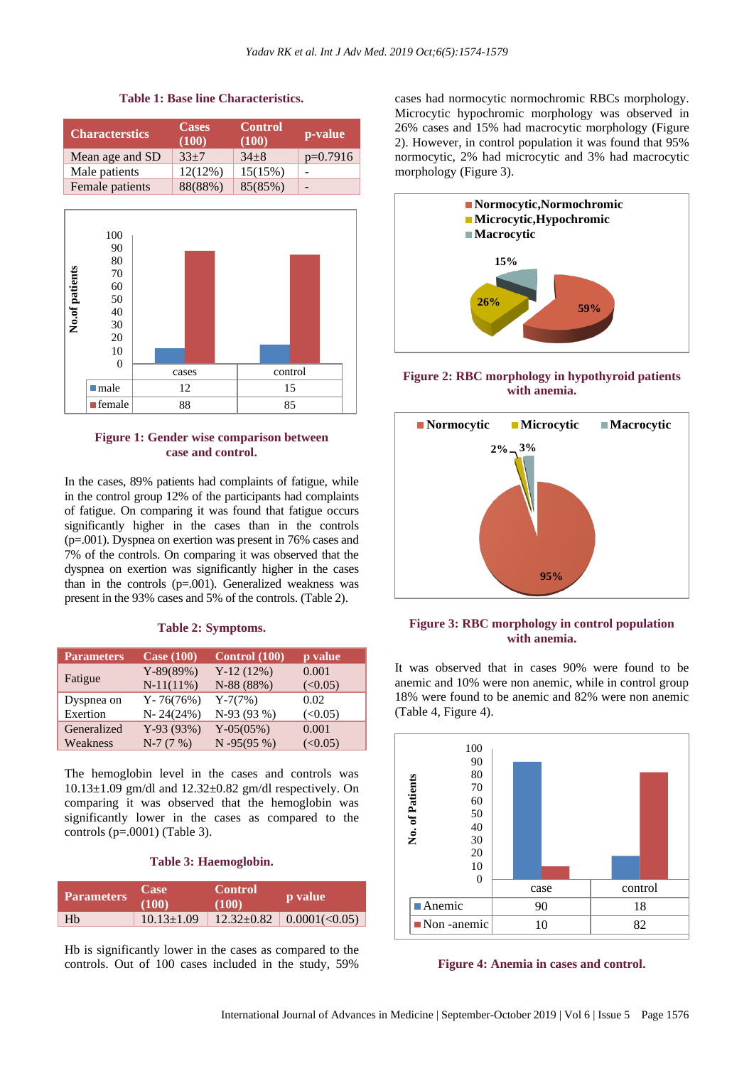**Table 1: Base line Characteristics.**

| Characterstics | Cases (100) | Control (100) | p-value |
|---|---|---|---|
| Mean age and SD | 33±7 | 34±8 | p=0.7916 |
| Male patients | 12(12%) | 15(15%) | - |
| Female patients | 88(88%) | 85(85%) | - |

| | cases | control |
|---|---|---|
| male | 12 | 15 |
| female | 88 | 85 |

**Figure 1: Gender wise comparison between case and control.**

In the cases, 89% patients had complaints of fatigue, while in the control group 12% of the participants had complaints of fatigue. On comparing it was found that fatigue occurs significantly higher in the cases than in the controls (p=.001). Dyspnea on exertion was present in 76% cases and 7% of the controls. On comparing it was observed that the dyspnea on exertion was significantly higher in the cases than the controls (p=.001). Generalized weakness was present in the 93% cases and 5% of the controls. (Table 2).

**Table 2: Symptoms.**

| Parameters | Case (100) | Control (100) | p value |
|---|---|---|---|
| Fatigue | Y-89(89%) N-11(11%) | Y-12 (12%) N-88 (88%) | 0.001 (<0.05) |
| Dyspnea on Exertion | Y- 76(76%) N- 24(24%) | Y-7(7%) N-93 (93 %) | 0.02 (<0.05) |
| Generalized Weakness | Y-93 (93%) N-7 (7 %) | Y-05(05%) N -95(95 %) | 0.001 (<0.05) |

The hemoglobin level in the cases and controls was 10.13±1.09 gm/dl and 12.32±0.82 gm/dl respectively. On comparing it was observed that the hemoglobin was significantly lower in the cases as compared to the controls (p=.0001) (Table 3).

**Table 3: Haemoglobin.**

| Parameters | Case (100) | Control (100) | p value |
|---|---|---|---|
| Hb | 10.13±1.09 | 12.32±0.82 | 0.0001(<0.05) |

Hb is significantly lower in the cases as compared to the controls. Out of 100 cases included in the study, 59% cases had normocytic normochromic RBCs morphology. Microcytic hypochromic morphology was observed in 26% cases and 15% had macrocytic morphology (Figure 2). However, in control population it was found that 95% normocytic, 2% had microcytic and 3% had macrocytic morphology (Figure 3).

**Figure 2: RBC morphology in hypothyroid patients with anemia.**

**Figure 3: RBC morphology in control population with anemia.**

It was observed that in cases 90% were found to be anemic and 10% were non anemic, while in control group 18% were found to be anemic and 82% were non anemic (Table 4, Figure 4).

| | case | control |
|---|---|---|
| Anemic | 90 | 18 |
| Non -anemic | 10 | 82 |

**Figure 4: Anemia in cases and control.**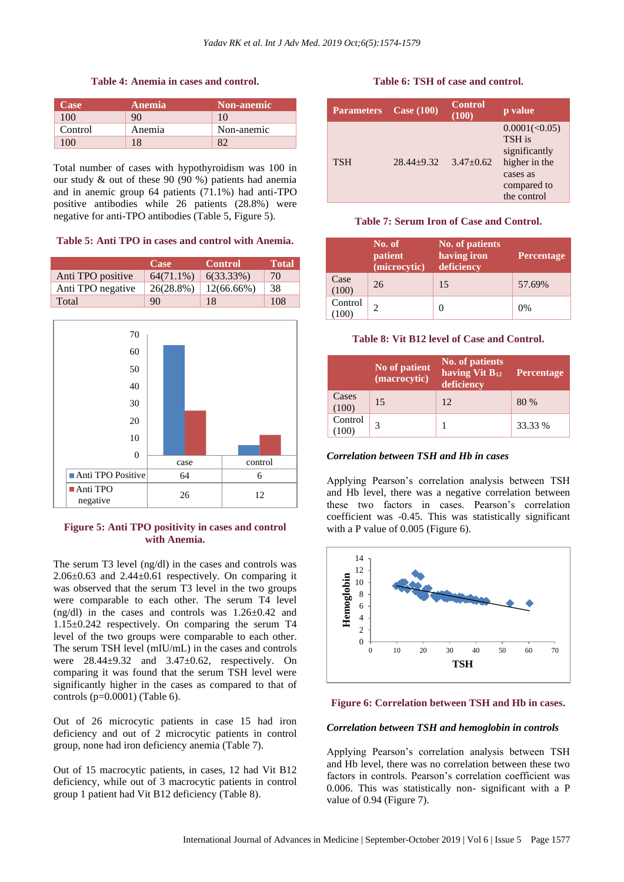**Table 4: Anemia in cases and control.**

| Case | Anemia | Non-anemic |
|---|---|---|
| 100 | 90 | 10 |
| Control | Anemia | Non-anemic |
| 100 | 18 | 82 |

Total number of cases with hypothyroidism was 100 in our study & out of these 90 (90 %) patients had anemia and in anemic group 64 patients (71.1%) had anti-TPO positive antibodies while 26 patients (28.8%) were negative for anti-TPO antibodies (Table 5, Figure 5).

**Table 5: Anti TPO in cases and control with Anemia.**

| | Case | Control | Total |
|---|---|---|---|
| Anti TPO positive | 64(71.1%) | 6(33.33%) | 70 |
| Anti TPO negative | 26(28.8%) | 12(66.66%) | 38 |
| Total | 90 | 18 | 108 |

| | case | control |
|---|---|---|
| Anti TPO Positive | 64 | 6 |
| Anti TPO negative | 26 | 12 |

**Figure 5: Anti TPO positivity in cases and control with Anemia.**

The serum T3 level (ng/dl) in the cases and controls was 2.06±0.63 and 2.44±0.61 respectively. On comparing it was observed that the serum T3 level in the two groups were comparable to each other. The serum T4 level (ng/dl) in the cases and controls was 1.26±0.42 and 1.15±0.242 respectively. On comparing the serum T4 level of the two groups were comparable to each other. The serum TSH level (mIU/mL) in the cases and controls were 28.44±9.32 and 3.47±0.62, respectively. On comparing it was found that the serum TSH level were significantly higher in the cases as compared to that of controls (p=0.0001) (Table 6).

Out of 26 microcytic patients in case 15 had iron deficiency and out of 2 microcytic patients in control group, none had iron deficiency anemia (Table 7).

Out of 15 macrocytic patients, in cases, 12 had Vit B12 deficiency, while out of 3 macrocytic patients in control group 1 patient had Vit B12 deficiency (Table 8).

**Table 6: TSH of case and control.**

| Parameters | Case (100) | Control (100) | p value |
|---|---|---|---|
| TSH | 28.44±9.32 | 3.47±0.62 | 0.0001(<0.05) TSH is significantly higher in the cases as compared to the control |

**Table 7: Serum Iron of Case and Control.**

| | No. of patient (microcytic) | No. of patients having iron deficiency | Percentage |
|---|---|---|---|
| Case (100) | 26 | 15 | 57.69% |
| Control (100) | 2 | 0 | 0% |

**Table 8: Vit B12 level of Case and Control.**

| | No of patient (macrocytic) | No. of patients having Vit $B_{12}$ deficiency | Percentage |
|---|---|---|---|
| Cases (100) | 15 | 12 | 80 % |
| Control (100) | 3 | 1 | 33.33 % |

***Correlation between TSH and Hb in cases***

Applying Pearson's correlation analysis between TSH and Hb level, there was a negative correlation between these two factors in cases. Pearson's correlation coefficient was -0.45. This was statistically significant with a P value of 0.005 (Figure 6).

**Figure 6: Correlation between TSH and Hb in cases.**

***Correlation between TSH and hemoglobin in controls***

Applying Pearson's correlation analysis between TSH and Hb level, there was no correlation between these two factors in controls. Pearson's correlation coefficient was 0.006. This was statistically non- significant with a P value of 0.94 (Figure 7).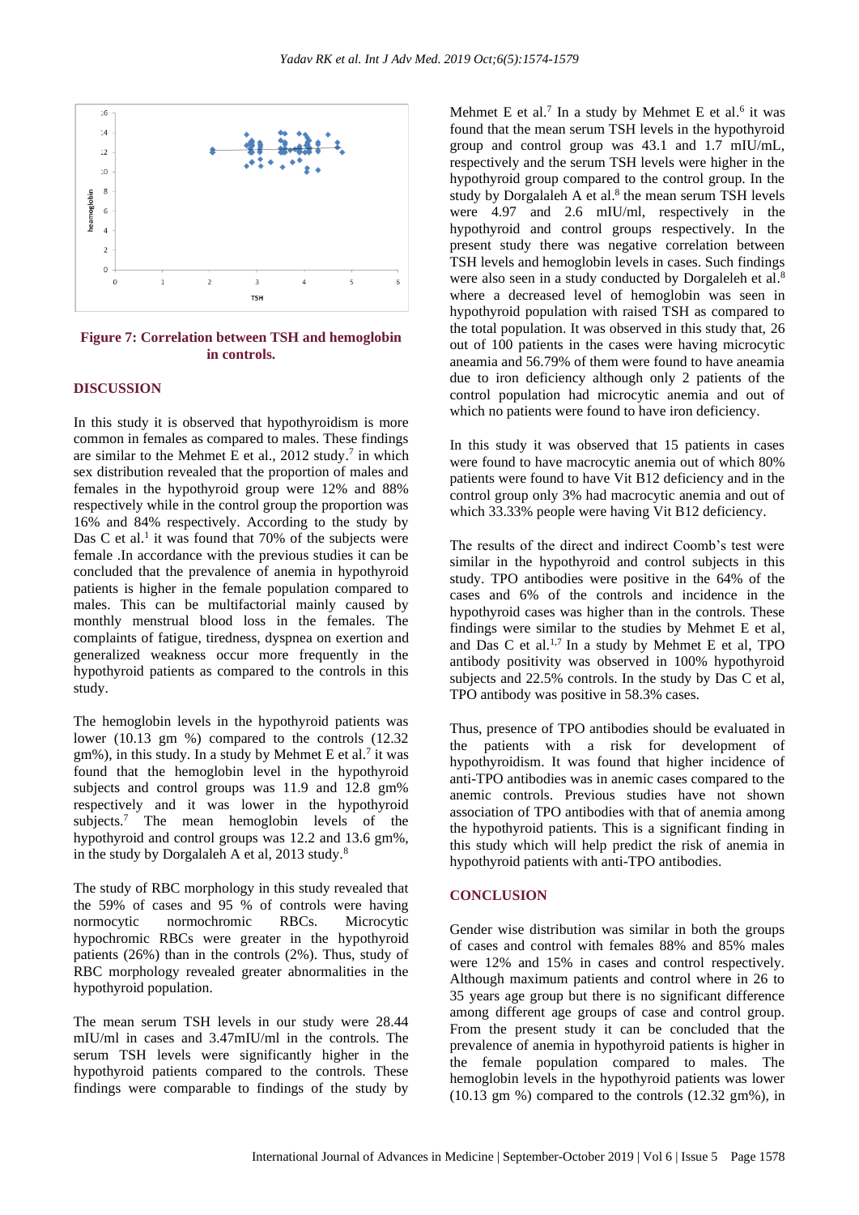**Figure 7: Correlation between TSH and hemoglobin in controls.**

## DISCUSSION

In this study it is observed that hypothyroidism is more common in females as compared to males. These findings are similar to the Mehmet E et al., 2012 study.[7] in which sex distribution revealed that the proportion of males and females in the hypothyroid group were 12% and 88% respectively while in the control group the proportion was 16% and 84% respectively. According to the study by Das C et al.[1] it was found that 70% of the subjects were female .In accordance with the previous studies it can be concluded that the prevalence of anemia in hypothyroid patients is higher in the female population compared to males. This can be multifactorial mainly caused by monthly menstrual blood loss in the females. The complaints of fatigue, tiredness, dyspnea on exertion and generalized weakness occur more frequently in the hypothyroid patients as compared to the controls in this study.

The hemoglobin levels in the hypothyroid patients was lower (10.13 gm %) compared to the controls (12.32 gm%), in this study. In a study by Mehmet E et al.[7] it was found that the hemoglobin level in the hypothyroid subjects and control groups was 11.9 and 12.8 gm% respectively and it was lower in the hypothyroid subjects.[7] The mean hemoglobin levels of the hypothyroid and control groups was 12.2 and 13.6 gm%, in the study by Dorgalaleh A et al, 2013 study.[8]

The study of RBC morphology in this study revealed that the 59% of cases and 95 % of controls were having normocytic normochromic RBCs. Microcytic hypochromic RBCs were greater in the hypothyroid patients (26%) than in the controls (2%). Thus, study of RBC morphology revealed greater abnormalities in the hypothyroid population.

The mean serum TSH levels in our study were 28.44 mIU/ml in cases and 3.47mIU/ml in the controls. The serum TSH levels were significantly higher in the hypothyroid patients compared to the controls. These findings were comparable to findings of the study by Mehmet E et al.[7] In a study by Mehmet E et al.[6] it was found that the mean serum TSH levels in the hypothyroid group and control group was 43.1 and 1.7 mIU/mL, respectively and the serum TSH levels were higher in the hypothyroid group compared to the control group. In the study by Dorgalaleh A et al.[8] the mean serum TSH levels were 4.97 and 2.6 mIU/ml, respectively in the hypothyroid and control groups respectively. In the present study there was negative correlation between TSH levels and hemoglobin levels in cases. Such findings were also seen in a study conducted by Dorgaleleh et al.[8] where a decreased level of hemoglobin was seen in hypothyroid population with raised TSH as compared to the total population. It was observed in this study that, 26 out of 100 patients in the cases were having microcytic aneamia and 56.79% of them were found to have aneamia due to iron deficiency although only 2 patients of the control population had microcytic anemia and out of which no patients were found to have iron deficiency.

In this study it was observed that 15 patients in cases were found to have macrocytic anemia out of which 80% patients were found to have Vit B12 deficiency and in the control group only 3% had macrocytic anemia and out of which 33.33% people were having Vit B12 deficiency.

The results of the direct and indirect Coomb's test were similar in the hypothyroid and control subjects in this study. TPO antibodies were positive in the 64% of the cases and 6% of the controls and incidence in the hypothyroid cases was higher than in the controls. These findings were similar to the studies by Mehmet E et al, and Das C et al.[1,7] In a study by Mehmet E et al, TPO antibody positivity was observed in 100% hypothyroid subjects and 22.5% controls. In the study by Das C et al, TPO antibody was positive in 58.3% cases.

Thus, presence of TPO antibodies should be evaluated in the patients with a risk for development of hypothyroidism. It was found that higher incidence of anti-TPO antibodies was in anemic cases compared to the anemic controls. Previous studies have not shown association of TPO antibodies with that of anemia among the hypothyroid patients. This is a significant finding in this study which will help predict the risk of anemia in hypothyroid patients with anti-TPO antibodies.

## CONCLUSION

Gender wise distribution was similar in both the groups of cases and control with females 88% and 85% males were 12% and 15% in cases and control respectively. Although maximum patients and control where in 26 to 35 years age group but there is no significant difference among different age groups of case and control group. From the present study it can be concluded that the prevalence of anemia in hypothyroid patients is higher in the female population compared to males. The hemoglobin levels in the hypothyroid patients was lower (10.13 gm %) compared to the controls (12.32 gm%), in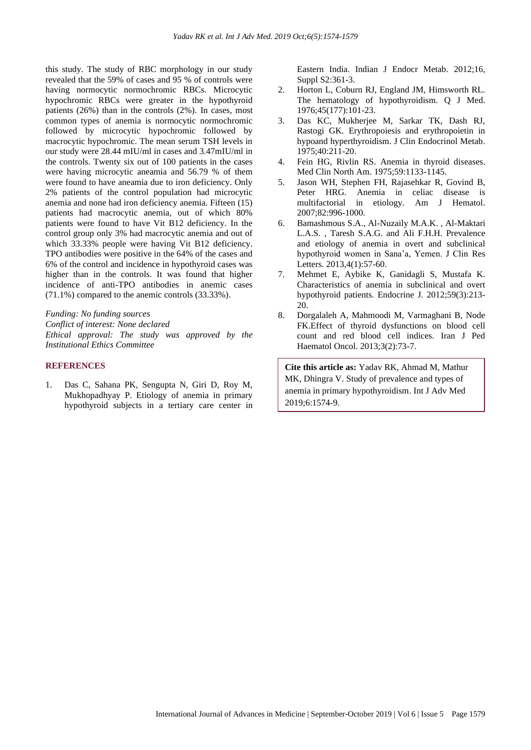this study. The study of RBC morphology in our study revealed that the 59% of cases and 95 % of controls were having normocytic normochromic RBCs. Microcytic hypochromic RBCs were greater in the hypothyroid patients (26%) than in the controls (2%). In cases, most common types of anemia is normocytic normochromic followed by microcytic hypochromic followed by macrocytic hypochromic. The mean serum TSH levels in our study were 28.44 mIU/ml in cases and 3.47mIU/ml in the controls. Twenty six out of 100 patients in the cases were having microcytic aneamia and 56.79 % of them were found to have aneamia due to iron deficiency. Only 2% patients of the control population had microcytic anemia and none had iron deficiency anemia. Fifteen (15) patients had macrocytic anemia, out of which 80% patients were found to have Vit B12 deficiency. In the control group only 3% had macrocytic anemia and out of which 33.33% people were having Vit B12 deficiency. TPO antibodies were positive in the 64% of the cases and 6% of the control and incidence in hypothyroid cases was higher than in the controls. It was found that higher incidence of anti-TPO antibodies in anemic cases (71.1%) compared to the anemic controls (33.33%).

*Funding: No funding sources*
*Conflict of interest: None declared*
*Ethical approval: The study was approved by the Institutional Ethics Committee*

## REFERENCES

1. Das C, Sahana PK, Sengupta N, Giri D, Roy M, Mukhopadhyay P. Etiology of anemia in primary hypothyroid subjects in a tertiary care center in Eastern India. Indian J Endocr Metab. 2012;16, Suppl S2:361-3.
2. Horton L, Coburn RJ, England JM, Himsworth RL. The hematology of hypothyroidism. Q J Med. 1976;45(177):101-23.
3. Das KC, Mukherjee M, Sarkar TK, Dash RJ, Rastogi GK. Erythropoiesis and erythropoietin in hypoand hyperthyroidism. J Clin Endocrinol Metab. 1975;40:211-20.
4. Fein HG, Rivlin RS. Anemia in thyroid diseases. Med Clin North Am. 1975;59:1133-1145.
5. Jason WH, Stephen FH, Rajasehkar R, Govind B, Peter HRG. Anemia in celiac disease is multifactorial in etiology. Am J Hematol. 2007;82:996-1000.
6. Bamashmous S.A., Al-Nuzaily M.A.K. , Al-Maktari L.A.S. , Taresh S.A.G. and Ali F.H.H. Prevalence and etiology of anemia in overt and subclinical hypothyroid women in Sana'a, Yemen. J Clin Res Letters. 2013,4(1):57-60.
7. Mehmet E, Aybike K, Ganidagli S, Mustafa K. Characteristics of anemia in subclinical and overt hypothyroid patients. Endocrine J. 2012;59(3):213-20.
8. Dorgalaleh A, Mahmoodi M, Varmaghani B, Node FK.Effect of thyroid dysfunctions on blood cell count and red blood cell indices. Iran J Ped Haematol Oncol. 2013;3(2):73-7.

**Cite this article as:** Yadav RK, Ahmad M, Mathur MK, Dhingra V. Study of prevalence and types of anemia in primary hypothyroidism. Int J Adv Med 2019;6:1574-9.